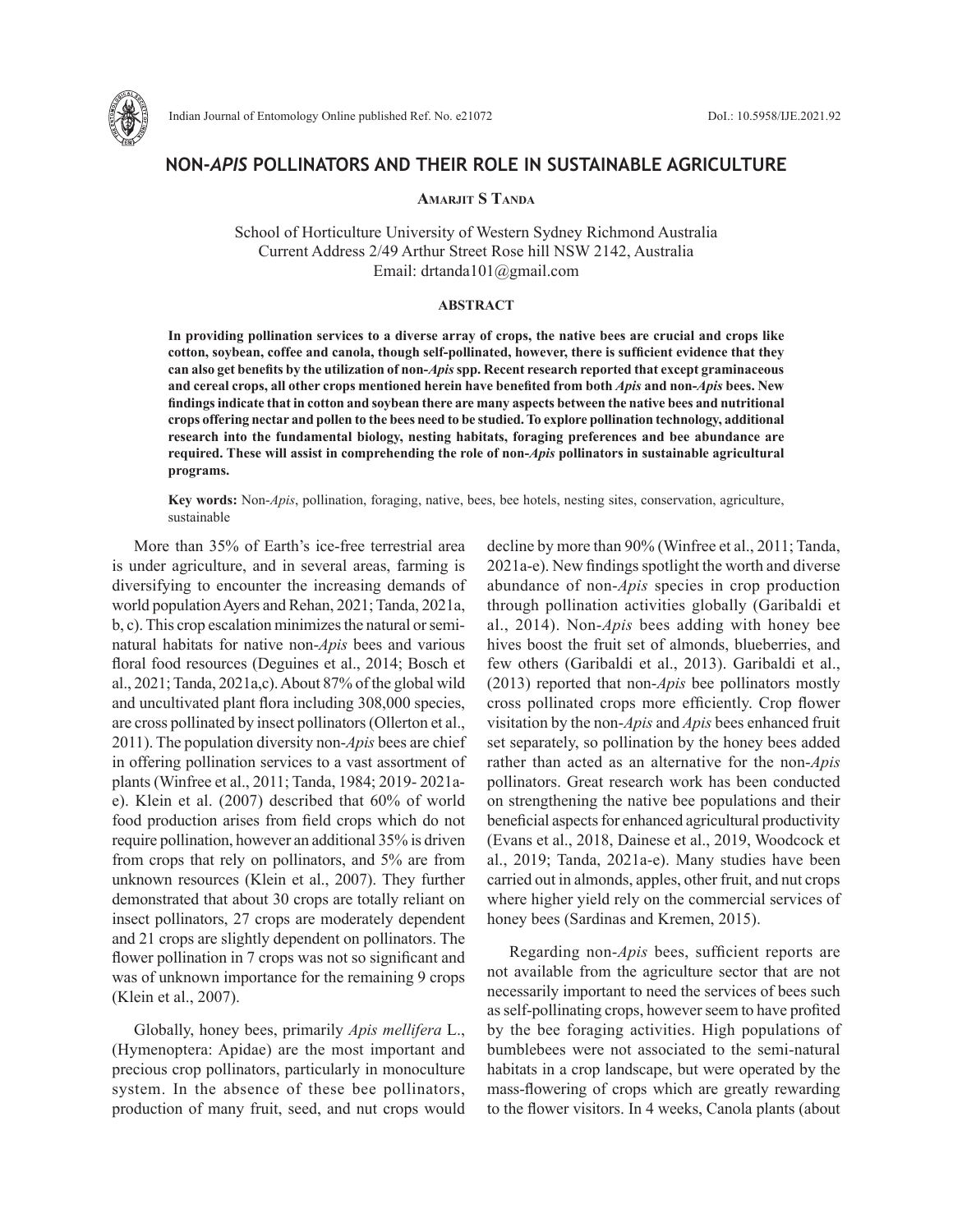# NON-*APIS* POLLINATORS AND THEIR ROLE IN SUSTAINABLE AGRICULTURE

**Amarjit S Tanda**

School of Horticulture University of Western Sydney Richmond Australia
Current Address 2/49 Arthur Street Rose hill NSW 2142, Australia
Email: drtanda101@gmail.com

## ABSTRACT

**In providing pollination services to a diverse array of crops, the native bees are crucial and crops like cotton, soybean, coffee and canola, though self-pollinated, however, there is sufficient evidence that they can also get benefits by the utilization of non-*Apis* spp. Recent research reported that except graminaceous and cereal crops, all other crops mentioned herein have benefited from both *Apis* and non-*Apis* bees. New findings indicate that in cotton and soybean there are many aspects between the native bees and nutritional crops offering nectar and pollen to the bees need to be studied. To explore pollination technology, additional research into the fundamental biology, nesting habitats, foraging preferences and bee abundance are required. These will assist in comprehending the role of non-*Apis* pollinators in sustainable agricultural programs.**

**Key words:** Non-*Apis*, pollination, foraging, native, bees, bee hotels, nesting sites, conservation, agriculture, sustainable

More than 35% of Earth's ice-free terrestrial area is under agriculture, and in several areas, farming is diversifying to encounter the increasing demands of world population Ayers and Rehan, 2021; Tanda, 2021a, b, c). This crop escalation minimizes the natural or semi-natural habitats for native non-*Apis* bees and various floral food resources (Deguines et al., 2014; Bosch et al., 2021; Tanda, 2021a,c). About 87% of the global wild and uncultivated plant flora including 308,000 species, are cross pollinated by insect pollinators (Ollerton et al., 2011). The population diversity non-*Apis* bees are chief in offering pollination services to a vast assortment of plants (Winfree et al., 2011; Tanda, 1984; 2019- 2021a-e). Klein et al. (2007) described that 60% of world food production arises from field crops which do not require pollination, however an additional 35% is driven from crops that rely on pollinators, and 5% are from unknown resources (Klein et al., 2007). They further demonstrated that about 30 crops are totally reliant on insect pollinators, 27 crops are moderately dependent and 21 crops are slightly dependent on pollinators. The flower pollination in 7 crops was not so significant and was of unknown importance for the remaining 9 crops (Klein et al., 2007).

Globally, honey bees, primarily *Apis mellifera* L., (Hymenoptera: Apidae) are the most important and precious crop pollinators, particularly in monoculture system. In the absence of these bee pollinators, production of many fruit, seed, and nut crops would decline by more than 90% (Winfree et al., 2011; Tanda, 2021a-e). New findings spotlight the worth and diverse abundance of non-*Apis* species in crop production through pollination activities globally (Garibaldi et al., 2014). Non-*Apis* bees adding with honey bee hives boost the fruit set of almonds, blueberries, and few others (Garibaldi et al., 2013). Garibaldi et al., (2013) reported that non-*Apis* bee pollinators mostly cross pollinated crops more efficiently. Crop flower visitation by the non-*Apis* and *Apis* bees enhanced fruit set separately, so pollination by the honey bees added rather than acted as an alternative for the non-*Apis* pollinators. Great research work has been conducted on strengthening the native bee populations and their beneficial aspects for enhanced agricultural productivity (Evans et al., 2018, Dainese et al., 2019, Woodcock et al., 2019; Tanda, 2021a-e). Many studies have been carried out in almonds, apples, other fruit, and nut crops where higher yield rely on the commercial services of honey bees (Sardinas and Kremen, 2015).

Regarding non-*Apis* bees, sufficient reports are not available from the agriculture sector that are not necessarily important to need the services of bees such as self-pollinating crops, however seem to have profited by the bee foraging activities. High populations of bumblebees were not associated to the semi-natural habitats in a crop landscape, but were operated by the mass-flowering of crops which are greatly rewarding to the flower visitors. In 4 weeks, Canola plants (about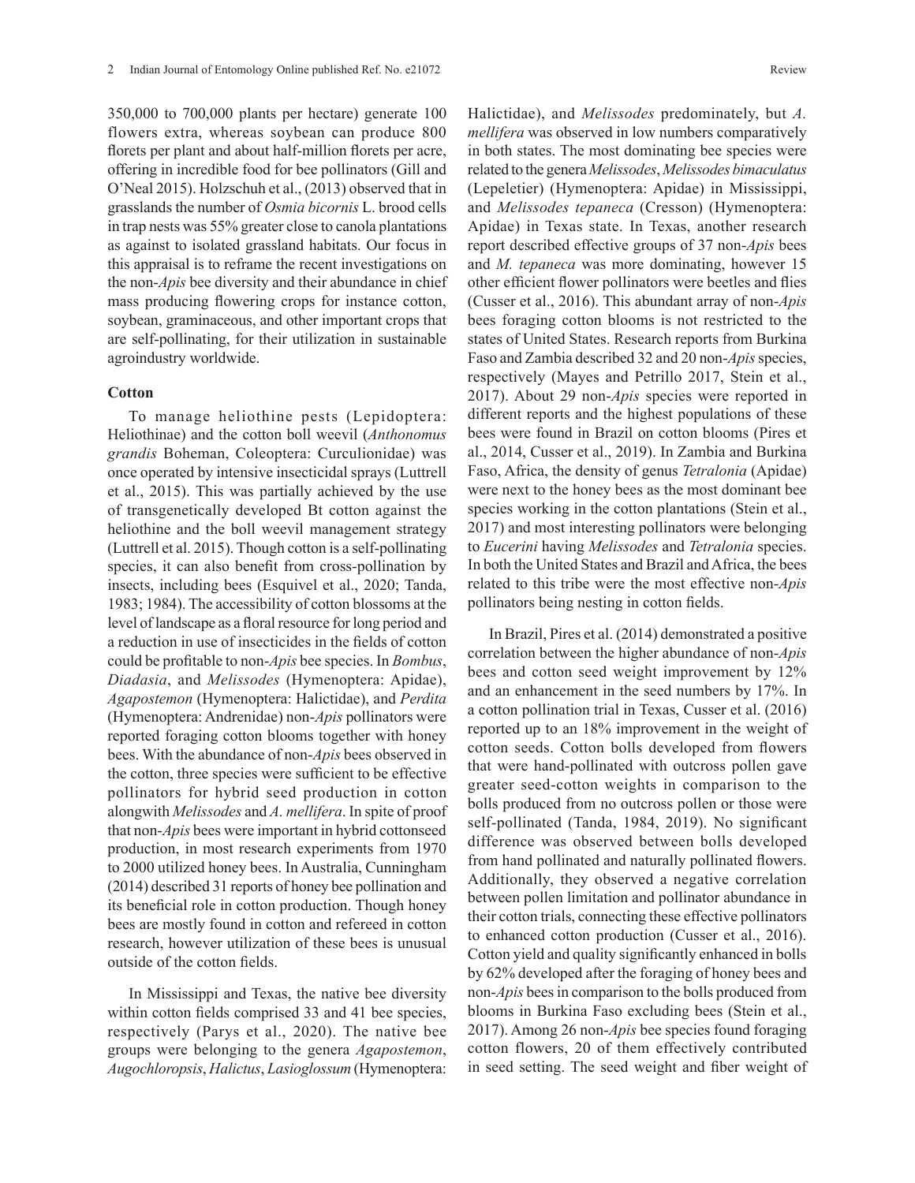350,000 to 700,000 plants per hectare) generate 100 flowers extra, whereas soybean can produce 800 florets per plant and about half-million florets per acre, offering in incredible food for bee pollinators (Gill and O'Neal 2015). Holzschuh et al., (2013) observed that in grasslands the number of *Osmia bicornis* L. brood cells in trap nests was 55% greater close to canola plantations as against to isolated grassland habitats. Our focus in this appraisal is to reframe the recent investigations on the non-*Apis* bee diversity and their abundance in chief mass producing flowering crops for instance cotton, soybean, graminaceous, and other important crops that are self-pollinating, for their utilization in sustainable agroindustry worldwide.

## Cotton

To manage heliothine pests (Lepidoptera: Heliothinae) and the cotton boll weevil (*Anthonomus grandis* Boheman, Coleoptera: Curculionidae) was once operated by intensive insecticidal sprays (Luttrell et al., 2015). This was partially achieved by the use of transgenetically developed Bt cotton against the heliothine and the boll weevil management strategy (Luttrell et al. 2015). Though cotton is a self-pollinating species, it can also benefit from cross-pollination by insects, including bees (Esquivel et al., 2020; Tanda, 1983; 1984). The accessibility of cotton blossoms at the level of landscape as a floral resource for long period and a reduction in use of insecticides in the fields of cotton could be profitable to non-*Apis* bee species. In *Bombus*, *Diadasia*, and *Melissodes* (Hymenoptera: Apidae), *Agapostemon* (Hymenoptera: Halictidae), and *Perdita* (Hymenoptera: Andrenidae) non-*Apis* pollinators were reported foraging cotton blooms together with honey bees. With the abundance of non-*Apis* bees observed in the cotton, three species were sufficient to be effective pollinators for hybrid seed production in cotton alongwith *Melissodes* and *A. mellifera*. In spite of proof that non-*Apis* bees were important in hybrid cottonseed production, in most research experiments from 1970 to 2000 utilized honey bees. In Australia, Cunningham (2014) described 31 reports of honey bee pollination and its beneficial role in cotton production. Though honey bees are mostly found in cotton and refereed in cotton research, however utilization of these bees is unusual outside of the cotton fields.

In Mississippi and Texas, the native bee diversity within cotton fields comprised 33 and 41 bee species, respectively (Parys et al., 2020). The native bee groups were belonging to the genera *Agapostemon*, *Augochloropsis*, *Halictus*, *Lasioglossum* (Hymenoptera: Halictidae), and *Melissodes* predominately, but *A. mellifera* was observed in low numbers comparatively in both states. The most dominating bee species were related to the genera *Melissodes*, *Melissodes bimaculatus* (Lepeletier) (Hymenoptera: Apidae) in Mississippi, and *Melissodes tepaneca* (Cresson) (Hymenoptera: Apidae) in Texas state. In Texas, another research report described effective groups of 37 non-*Apis* bees and *M. tepaneca* was more dominating, however 15 other efficient flower pollinators were beetles and flies (Cusser et al., 2016). This abundant array of non-*Apis* bees foraging cotton blooms is not restricted to the states of United States. Research reports from Burkina Faso and Zambia described 32 and 20 non-*Apis* species, respectively (Mayes and Petrillo 2017, Stein et al., 2017). About 29 non-*Apis* species were reported in different reports and the highest populations of these bees were found in Brazil on cotton blooms (Pires et al., 2014, Cusser et al., 2019). In Zambia and Burkina Faso, Africa, the density of genus *Tetralonia* (Apidae) were next to the honey bees as the most dominant bee species working in the cotton plantations (Stein et al., 2017) and most interesting pollinators were belonging to *Eucerini* having *Melissodes* and *Tetralonia* species. In both the United States and Brazil and Africa, the bees related to this tribe were the most effective non-*Apis* pollinators being nesting in cotton fields.

In Brazil, Pires et al. (2014) demonstrated a positive correlation between the higher abundance of non-*Apis* bees and cotton seed weight improvement by 12% and an enhancement in the seed numbers by 17%. In a cotton pollination trial in Texas, Cusser et al. (2016) reported up to an 18% improvement in the weight of cotton seeds. Cotton bolls developed from flowers that were hand-pollinated with outcross pollen gave greater seed-cotton weights in comparison to the bolls produced from no outcross pollen or those were self-pollinated (Tanda, 1984, 2019). No significant difference was observed between bolls developed from hand pollinated and naturally pollinated flowers. Additionally, they observed a negative correlation between pollen limitation and pollinator abundance in their cotton trials, connecting these effective pollinators to enhanced cotton production (Cusser et al., 2016). Cotton yield and quality significantly enhanced in bolls by 62% developed after the foraging of honey bees and non-*Apis* bees in comparison to the bolls produced from blooms in Burkina Faso excluding bees (Stein et al., 2017). Among 26 non-*Apis* bee species found foraging cotton flowers, 20 of them effectively contributed in seed setting. The seed weight and fiber weight of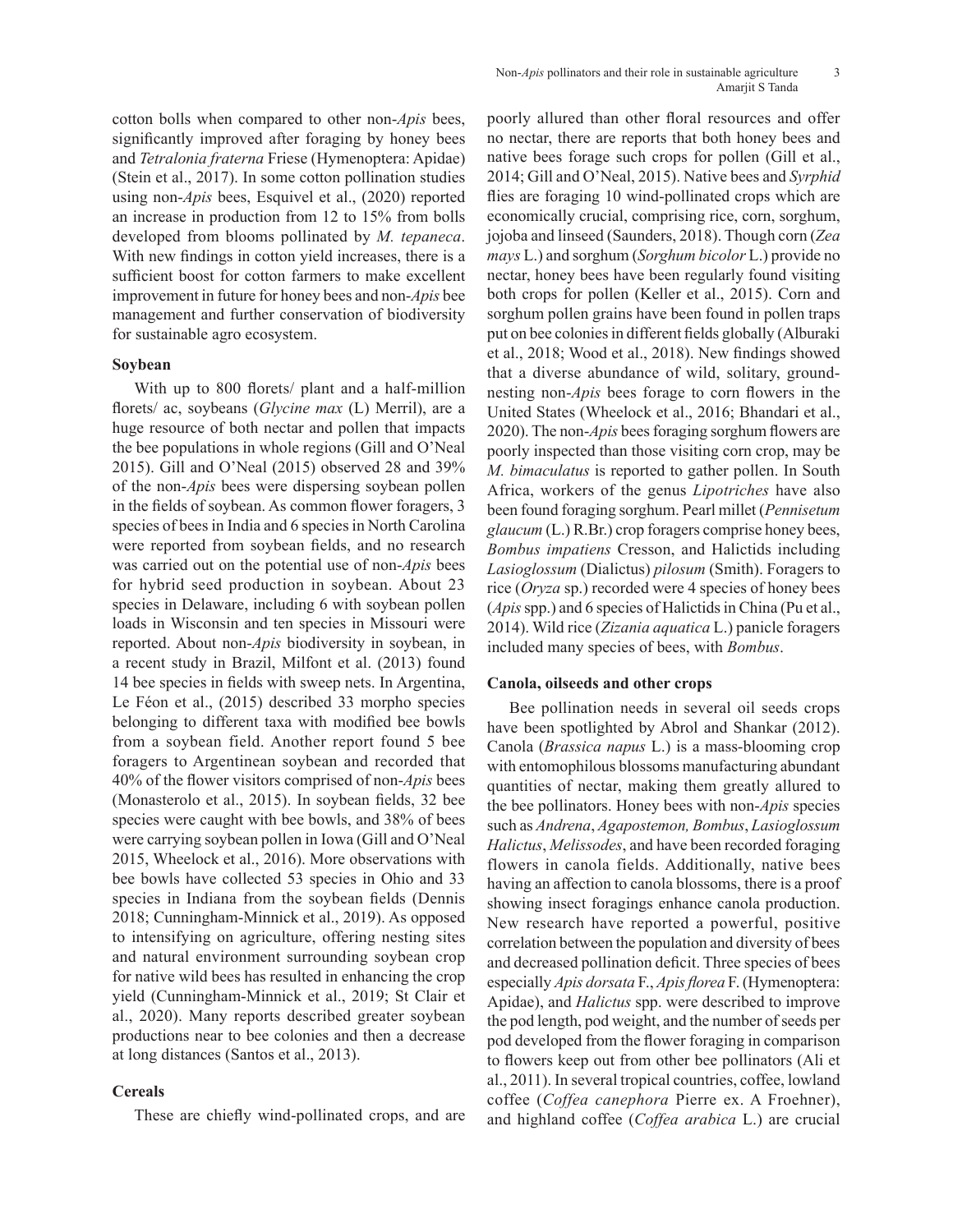cotton bolls when compared to other non-*Apis* bees, significantly improved after foraging by honey bees and *Tetralonia fraterna* Friese (Hymenoptera: Apidae) (Stein et al., 2017). In some cotton pollination studies using non-*Apis* bees, Esquivel et al., (2020) reported an increase in production from 12 to 15% from bolls developed from blooms pollinated by *M. tepaneca*. With new findings in cotton yield increases, there is a sufficient boost for cotton farmers to make excellent improvement in future for honey bees and non-*Apis* bee management and further conservation of biodiversity for sustainable agro ecosystem.

### Soybean

With up to 800 florets/ plant and a half-million florets/ ac, soybeans (*Glycine max* (L) Merril), are a huge resource of both nectar and pollen that impacts the bee populations in whole regions (Gill and O'Neal 2015). Gill and O'Neal (2015) observed 28 and 39% of the non-*Apis* bees were dispersing soybean pollen in the fields of soybean. As common flower foragers, 3 species of bees in India and 6 species in North Carolina were reported from soybean fields, and no research was carried out on the potential use of non-*Apis* bees for hybrid seed production in soybean. About 23 species in Delaware, including 6 with soybean pollen loads in Wisconsin and ten species in Missouri were reported. About non-*Apis* biodiversity in soybean, in a recent study in Brazil, Milfont et al. (2013) found 14 bee species in fields with sweep nets. In Argentina, Le Féon et al., (2015) described 33 morpho species belonging to different taxa with modified bee bowls from a soybean field. Another report found 5 bee foragers to Argentinean soybean and recorded that 40% of the flower visitors comprised of non-*Apis* bees (Monasterolo et al., 2015). In soybean fields, 32 bee species were caught with bee bowls, and 38% of bees were carrying soybean pollen in Iowa (Gill and O'Neal 2015, Wheelock et al., 2016). More observations with bee bowls have collected 53 species in Ohio and 33 species in Indiana from the soybean fields (Dennis 2018; Cunningham-Minnick et al., 2019). As opposed to intensifying on agriculture, offering nesting sites and natural environment surrounding soybean crop for native wild bees has resulted in enhancing the crop yield (Cunningham-Minnick et al., 2019; St Clair et al., 2020). Many reports described greater soybean productions near to bee colonies and then a decrease at long distances (Santos et al., 2013).

### Cereals

These are chiefly wind-pollinated crops, and are poorly allured than other floral resources and offer no nectar, there are reports that both honey bees and native bees forage such crops for pollen (Gill et al., 2014; Gill and O'Neal, 2015). Native bees and *Syrphid* flies are foraging 10 wind-pollinated crops which are economically crucial, comprising rice, corn, sorghum, jojoba and linseed (Saunders, 2018). Though corn (*Zea mays* L.) and sorghum (*Sorghum bicolor* L.) provide no nectar, honey bees have been regularly found visiting both crops for pollen (Keller et al., 2015). Corn and sorghum pollen grains have been found in pollen traps put on bee colonies in different fields globally (Alburaki et al., 2018; Wood et al., 2018). New findings showed that a diverse abundance of wild, solitary, ground-nesting non-*Apis* bees forage to corn flowers in the United States (Wheelock et al., 2016; Bhandari et al., 2020). The non-*Apis* bees foraging sorghum flowers are poorly inspected than those visiting corn crop, may be *M. bimaculatus* is reported to gather pollen. In South Africa, workers of the genus *Lipotriches* have also been found foraging sorghum. Pearl millet (*Pennisetum glaucum* (L.) R.Br.) crop foragers comprise honey bees, *Bombus impatiens* Cresson, and Halictids including *Lasioglossum* (Dialictus) *pilosum* (Smith). Foragers to rice (*Oryza* sp.) recorded were 4 species of honey bees (*Apis* spp.) and 6 species of Halictids in China (Pu et al., 2014). Wild rice (*Zizania aquatica* L.) panicle foragers included many species of bees, with *Bombus*.

### Canola, oilseeds and other crops

Bee pollination needs in several oil seeds crops have been spotlighted by Abrol and Shankar (2012). Canola (*Brassica napus* L.) is a mass-blooming crop with entomophilous blossoms manufacturing abundant quantities of nectar, making them greatly allured to the bee pollinators. Honey bees with non-*Apis* species such as *Andrena*, *Agapostemon, Bombus*, *Lasioglossum Halictus*, *Melissodes*, and have been recorded foraging flowers in canola fields. Additionally, native bees having an affection to canola blossoms, there is a proof showing insect foragings enhance canola production. New research have reported a powerful, positive correlation between the population and diversity of bees and decreased pollination deficit. Three species of bees especially *Apis dorsata* F., *Apis florea* F. (Hymenoptera: Apidae), and *Halictus* spp. were described to improve the pod length, pod weight, and the number of seeds per pod developed from the flower foraging in comparison to flowers keep out from other bee pollinators (Ali et al., 2011). In several tropical countries, coffee, lowland coffee (*Coffea canephora* Pierre ex. A Froehner), and highland coffee (*Coffea arabica* L.) are crucial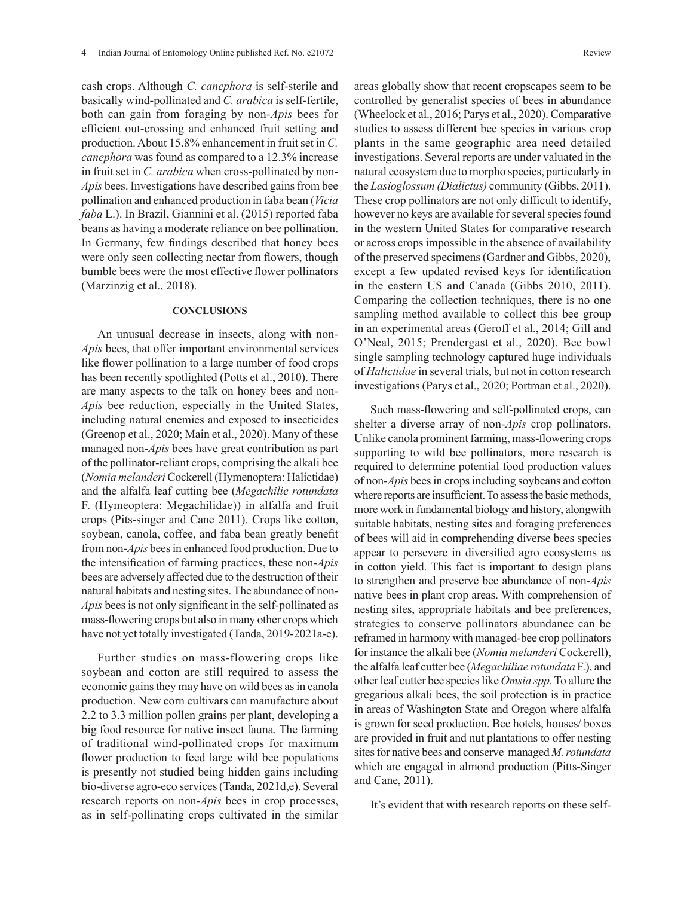cash crops. Although *C. canephora* is self-sterile and basically wind-pollinated and *C. arabica* is self-fertile, both can gain from foraging by non-*Apis* bees for efficient out-crossing and enhanced fruit setting and production. About 15.8% enhancement in fruit set in *C. canephora* was found as compared to a 12.3% increase in fruit set in *C. arabica* when cross-pollinated by non-*Apis* bees. Investigations have described gains from bee pollination and enhanced production in faba bean (*Vicia faba* L.). In Brazil, Giannini et al. (2015) reported faba beans as having a moderate reliance on bee pollination. In Germany, few findings described that honey bees were only seen collecting nectar from flowers, though bumble bees were the most effective flower pollinators (Marzinzig et al., 2018).

## CONCLUSIONS

An unusual decrease in insects, along with non-*Apis* bees, that offer important environmental services like flower pollination to a large number of food crops has been recently spotlighted (Potts et al., 2010). There are many aspects to the talk on honey bees and non-*Apis* bee reduction, especially in the United States, including natural enemies and exposed to insecticides (Greenop et al., 2020; Main et al., 2020). Many of these managed non-*Apis* bees have great contribution as part of the pollinator-reliant crops, comprising the alkali bee (*Nomia melanderi* Cockerell (Hymenoptera: Halictidae) and the alfalfa leaf cutting bee (*Megachilie rotundata* F. (Hymeoptera: Megachilidae)) in alfalfa and fruit crops (Pits-singer and Cane 2011). Crops like cotton, soybean, canola, coffee, and faba bean greatly benefit from non-*Apis* bees in enhanced food production. Due to the intensification of farming practices, these non-*Apis* bees are adversely affected due to the destruction of their natural habitats and nesting sites. The abundance of non-*Apis* bees is not only significant in the self-pollinated as mass-flowering crops but also in many other crops which have not yet totally investigated (Tanda, 2019-2021a-e).

Further studies on mass-flowering crops like soybean and cotton are still required to assess the economic gains they may have on wild bees as in canola production. New corn cultivars can manufacture about 2.2 to 3.3 million pollen grains per plant, developing a big food resource for native insect fauna. The farming of traditional wind-pollinated crops for maximum flower production to feed large wild bee populations is presently not studied being hidden gains including bio-diverse agro-eco services (Tanda, 2021d,e). Several research reports on non-*Apis* bees in crop processes, as in self-pollinating crops cultivated in the similar areas globally show that recent cropscapes seem to be controlled by generalist species of bees in abundance (Wheelock et al., 2016; Parys et al., 2020). Comparative studies to assess different bee species in various crop plants in the same geographic area need detailed investigations. Several reports are under valuated in the natural ecosystem due to morpho species, particularly in the *Lasioglossum (Dialictus)* community (Gibbs, 2011). These crop pollinators are not only difficult to identify, however no keys are available for several species found in the western United States for comparative research or across crops impossible in the absence of availability of the preserved specimens (Gardner and Gibbs, 2020), except a few updated revised keys for identification in the eastern US and Canada (Gibbs 2010, 2011). Comparing the collection techniques, there is no one sampling method available to collect this bee group in an experimental areas (Geroff et al., 2014; Gill and O'Neal, 2015; Prendergast et al., 2020). Bee bowl single sampling technology captured huge individuals of *Halictidae* in several trials, but not in cotton research investigations (Parys et al., 2020; Portman et al., 2020).

Such mass-flowering and self-pollinated crops, can shelter a diverse array of non-*Apis* crop pollinators. Unlike canola prominent farming, mass-flowering crops supporting to wild bee pollinators, more research is required to determine potential food production values of non-*Apis* bees in crops including soybeans and cotton where reports are insufficient. To assess the basic methods, more work in fundamental biology and history, alongwith suitable habitats, nesting sites and foraging preferences of bees will aid in comprehending diverse bees species appear to persevere in diversified agro ecosystems as in cotton yield. This fact is important to design plans to strengthen and preserve bee abundance of non-*Apis* native bees in plant crop areas. With comprehension of nesting sites, appropriate habitats and bee preferences, strategies to conserve pollinators abundance can be reframed in harmony with managed-bee crop pollinators for instance the alkali bee (*Nomia melanderi* Cockerell), the alfalfa leaf cutter bee (*Megachiliae rotundata* F.), and other leaf cutter bee species like *Omsia spp*. To allure the gregarious alkali bees, the soil protection is in practice in areas of Washington State and Oregon where alfalfa is grown for seed production. Bee hotels, houses/ boxes are provided in fruit and nut plantations to offer nesting sites for native bees and conserve managed *M. rotundata* which are engaged in almond production (Pitts-Singer and Cane, 2011).

It's evident that with research reports on these self-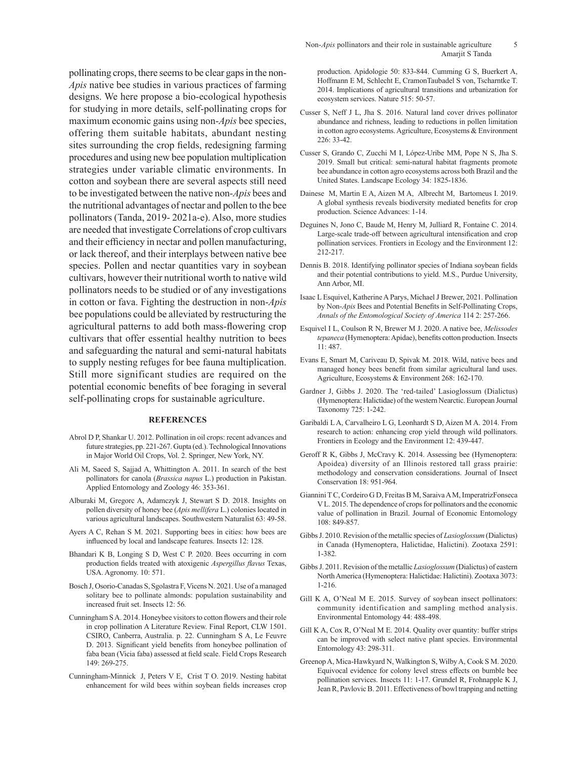pollinating crops, there seems to be clear gaps in the non-*Apis* native bee studies in various practices of farming designs. We here propose a bio-ecological hypothesis for studying in more details, self-pollinating crops for maximum economic gains using non-*Apis* bee species, offering them suitable habitats, abundant nesting sites surrounding the crop fields, redesigning farming procedures and using new bee population multiplication strategies under variable climatic environments. In cotton and soybean there are several aspects still need to be investigated between the native non-*Apis* bees and the nutritional advantages of nectar and pollen to the bee pollinators (Tanda, 2019- 2021a-e). Also, more studies are needed that investigate Correlations of crop cultivars and their efficiency in nectar and pollen manufacturing, or lack thereof, and their interplays between native bee species. Pollen and nectar quantities vary in soybean cultivars, however their nutritional worth to native wild pollinators needs to be studied or of any investigations in cotton or fava. Fighting the destruction in non-*Apis* bee populations could be alleviated by restructuring the agricultural patterns to add both mass-flowering crop cultivars that offer essential healthy nutrition to bees and safeguarding the natural and semi-natural habitats to supply nesting refuges for bee fauna multiplication. Still more significant studies are required on the potential economic benefits of bee foraging in several self-pollinating crops for sustainable agriculture.

## REFERENCES

Abrol D P, Shankar U. 2012. Pollination in oil crops: recent advances and future strategies, pp. 221-267. Gupta (ed.). Technological Innovations in Major World Oil Crops, Vol. 2. Springer, New York, NY.

Ali M, Saeed S, Sajjad A, Whittington A. 2011. In search of the best pollinators for canola (*Brassica napus* L.) production in Pakistan. Applied Entomology and Zoology 46: 353-361.

Alburaki M, Gregorc A, Adamczyk J, Stewart S D. 2018. Insights on pollen diversity of honey bee (*Apis mellifera* L.) colonies located in various agricultural landscapes. Southwestern Naturalist 63: 49-58.

Ayers A C, Rehan S M. 2021. Supporting bees in cities: how bees are influenced by local and landscape features. Insects 12: 128.

Bhandari K B, Longing S D, West C P. 2020. Bees occurring in corn production fields treated with atoxigenic *Aspergillus flavus* Texas, USA. Agronomy. 10: 571.

Bosch J, Osorio-Canadas S, Sgolastra F, Vicens N. 2021. Use of a managed solitary bee to pollinate almonds: population sustainability and increased fruit set. Insects 12: 56.

Cunningham S A. 2014. Honeybee visitors to cotton flowers and their role in crop pollination A Literature Review. Final Report, CLW 1501. CSIRO, Canberra, Australia. p. 22. Cunningham S A, Le Feuvre D. 2013. Significant yield benefits from honeybee pollination of faba bean (Vicia faba) assessed at field scale. Field Crops Research 149: 269-275.

Cunningham-Minnick J, Peters V E, Crist T O. 2019. Nesting habitat enhancement for wild bees within soybean fields increases crop production. Apidologie 50: 833-844. Cumming G S, Buerkert A, Hoffmann E M, Schlecht E, CramonTaubadel S von, Tscharntke T. 2014. Implications of agricultural transitions and urbanization for ecosystem services. Nature 515: 50-57.

Cusser S, Neff J L, Jha S. 2016. Natural land cover drives pollinator abundance and richness, leading to reductions in pollen limitation in cotton agro ecosystems. Agriculture, Ecosystems & Environment 226: 33-42.

Cusser S, Grando C, Zucchi M I, López-Uribe MM, Pope N S, Jha S. 2019. Small but critical: semi-natural habitat fragments promote bee abundance in cotton agro ecosystems across both Brazil and the United States. Landscape Ecology 34: 1825-1836.

Dainese M, Martin E A, Aizen M A, Albrecht M, Bartomeus I. 2019. A global synthesis reveals biodiversity mediated benefits for crop production. Science Advances: 1-14.

Deguines N, Jono C, Baude M, Henry M, Julliard R, Fontaine C. 2014. Large-scale trade-off between agricultural intensification and crop pollination services. Frontiers in Ecology and the Environment 12: 212-217.

Dennis B. 2018. Identifying pollinator species of Indiana soybean fields and their potential contributions to yield. M.S., Purdue University, Ann Arbor, MI.

Isaac L Esquivel, Katherine A Parys, Michael J Brewer, 2021. Pollination by Non-*Apis* Bees and Potential Benefits in Self-Pollinating Crops, *Annals of the Entomological Society of America* 114 2: 257-266.

Esquivel I L, Coulson R N, Brewer M J. 2020. A native bee, *Melissodes tepaneca* (Hymenoptera: Apidae), benefits cotton production. Insects 11: 487.

Evans E, Smart M, Cariveau D, Spivak M. 2018. Wild, native bees and managed honey bees benefit from similar agricultural land uses. Agriculture, Ecosystems & Environment 268: 162-170.

Gardner J, Gibbs J. 2020. The 'red-tailed' Lasioglossum (Dialictus) (Hymenoptera: Halictidae) of the western Nearctic. European Journal Taxonomy 725: 1-242.

Garibaldi L A, Carvalheiro L G, Leonhardt S D, Aizen M A. 2014. From research to action: enhancing crop yield through wild pollinators. Frontiers in Ecology and the Environment 12: 439-447.

Geroff R K, Gibbs J, McCravy K. 2014. Assessing bee (Hymenoptera: Apoidea) diversity of an Illinois restored tall grass prairie: methodology and conservation considerations. Journal of Insect Conservation 18: 951-964.

Giannini T C, Cordeiro G D, Freitas B M, Saraiva A M, ImperatrizFonseca V L. 2015. The dependence of crops for pollinators and the economic value of pollination in Brazil. Journal of Economic Entomology 108: 849-857.

Gibbs J. 2010. Revision of the metallic species of *Lasioglossum* (Dialictus) in Canada (Hymenoptera, Halictidae, Halictini). Zootaxa 2591: 1-382.

Gibbs J. 2011. Revision of the metallic *Lasioglossum* (Dialictus) of eastern North America (Hymenoptera: Halictidae: Halictini). Zootaxa 3073: 1-216.

Gill K A, O'Neal M E. 2015. Survey of soybean insect pollinators: community identification and sampling method analysis. Environmental Entomology 44: 488-498.

Gill K A, Cox R, O'Neal M E. 2014. Quality over quantity: buffer strips can be improved with select native plant species. Environmental Entomology 43: 298-311.

Greenop A, Mica-Hawkyard N, Walkington S, Wilby A, Cook S M. 2020. Equivocal evidence for colony level stress effects on bumble bee pollination services. Insects 11: 1-17. Grundel R, Frohnapple K J, Jean R, Pavlovic B. 2011. Effectiveness of bowl trapping and netting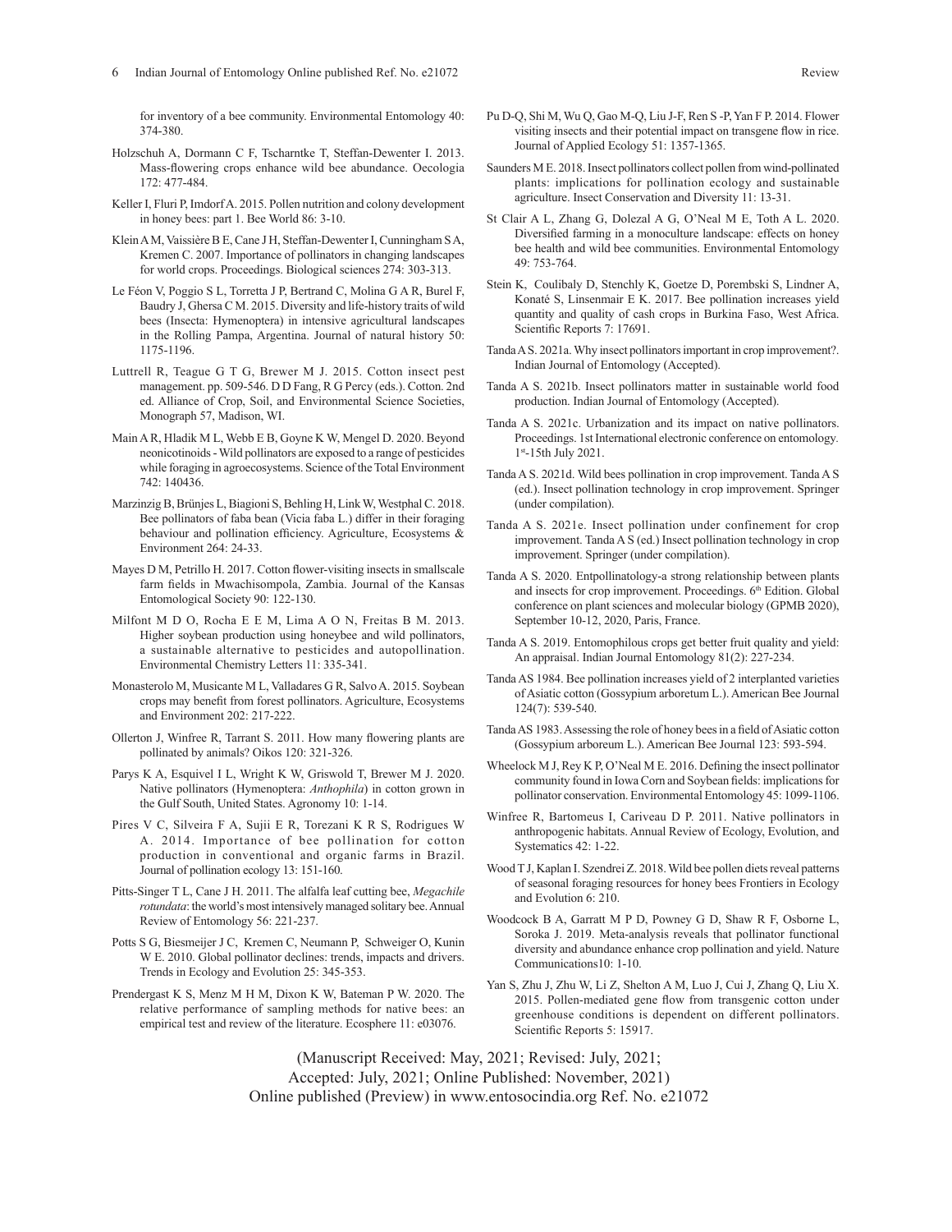for inventory of a bee community. Environmental Entomology 40: 374-380.

Holzschuh A, Dormann C F, Tscharntke T, Steffan-Dewenter I. 2013. Mass-flowering crops enhance wild bee abundance. Oecologia 172: 477-484.

Keller I, Fluri P, Imdorf A. 2015. Pollen nutrition and colony development in honey bees: part 1. Bee World 86: 3-10.

Klein A M, Vaissière B E, Cane J H, Steffan-Dewenter I, Cunningham S A, Kremen C. 2007. Importance of pollinators in changing landscapes for world crops. Proceedings. Biological sciences 274: 303-313.

Le Féon V, Poggio S L, Torretta J P, Bertrand C, Molina G A R, Burel F, Baudry J, Ghersa C M. 2015. Diversity and life-history traits of wild bees (Insecta: Hymenoptera) in intensive agricultural landscapes in the Rolling Pampa, Argentina. Journal of natural history 50: 1175-1196.

Luttrell R, Teague G T G, Brewer M J. 2015. Cotton insect pest management. pp. 509-546. D D Fang, R G Percy (eds.). Cotton. 2nd ed. Alliance of Crop, Soil, and Environmental Science Societies, Monograph 57, Madison, WI.

Main A R, Hladik M L, Webb E B, Goyne K W, Mengel D. 2020. Beyond neonicotinoids - Wild pollinators are exposed to a range of pesticides while foraging in agroecosystems. Science of the Total Environment 742: 140436.

Marzinzig B, Brünjes L, Biagioni S, Behling H, Link W, Westphal C. 2018. Bee pollinators of faba bean (Vicia faba L.) differ in their foraging behaviour and pollination efficiency. Agriculture, Ecosystems & Environment 264: 24-33.

Mayes D M, Petrillo H. 2017. Cotton flower-visiting insects in smallscale farm fields in Mwachisompola, Zambia. Journal of the Kansas Entomological Society 90: 122-130.

Milfont M D O, Rocha E E M, Lima A O N, Freitas B M. 2013. Higher soybean production using honeybee and wild pollinators, a sustainable alternative to pesticides and autopollination. Environmental Chemistry Letters 11: 335-341.

Monasterolo M, Musicante M L, Valladares G R, Salvo A. 2015. Soybean crops may benefit from forest pollinators. Agriculture, Ecosystems and Environment 202: 217-222.

Ollerton J, Winfree R, Tarrant S. 2011. How many flowering plants are pollinated by animals? Oikos 120: 321-326.

Parys K A, Esquivel I L, Wright K W, Griswold T, Brewer M J. 2020. Native pollinators (Hymenoptera: *Anthophila*) in cotton grown in the Gulf South, United States. Agronomy 10: 1-14.

Pires V C, Silveira F A, Sujii E R, Torezani K R S, Rodrigues W A. 2014. Importance of bee pollination for cotton production in conventional and organic farms in Brazil. Journal of pollination ecology 13: 151-160.

Pitts-Singer T L, Cane J H. 2011. The alfalfa leaf cutting bee, *Megachile rotundata*: the world's most intensively managed solitary bee. Annual Review of Entomology 56: 221-237.

Potts S G, Biesmeijer J C, Kremen C, Neumann P, Schweiger O, Kunin W E. 2010. Global pollinator declines: trends, impacts and drivers. Trends in Ecology and Evolution 25: 345-353.

Prendergast K S, Menz M H M, Dixon K W, Bateman P W. 2020. The relative performance of sampling methods for native bees: an empirical test and review of the literature. Ecosphere 11: e03076.

Pu D-Q, Shi M, Wu Q, Gao M-Q, Liu J-F, Ren S -P, Yan F P. 2014. Flower visiting insects and their potential impact on transgene flow in rice. Journal of Applied Ecology 51: 1357-1365.

Saunders M E. 2018. Insect pollinators collect pollen from wind-pollinated plants: implications for pollination ecology and sustainable agriculture. Insect Conservation and Diversity 11: 13-31.

St Clair A L, Zhang G, Dolezal A G, O'Neal M E, Toth A L. 2020. Diversified farming in a monoculture landscape: effects on honey bee health and wild bee communities. Environmental Entomology 49: 753-764.

Stein K, Coulibaly D, Stenchly K, Goetze D, Porembski S, Lindner A, Konaté S, Linsenmair E K. 2017. Bee pollination increases yield quantity and quality of cash crops in Burkina Faso, West Africa. Scientific Reports 7: 17691.

Tanda A S. 2021a. Why insect pollinators important in crop improvement?. Indian Journal of Entomology (Accepted).

Tanda A S. 2021b. Insect pollinators matter in sustainable world food production. Indian Journal of Entomology (Accepted).

Tanda A S. 2021c. Urbanization and its impact on native pollinators. Proceedings. 1st International electronic conference on entomology. 1st-15th July 2021.

Tanda A S. 2021d. Wild bees pollination in crop improvement. Tanda A S (ed.). Insect pollination technology in crop improvement. Springer (under compilation).

Tanda A S. 2021e. Insect pollination under confinement for crop improvement. Tanda A S (ed.) Insect pollination technology in crop improvement. Springer (under compilation).

Tanda A S. 2020. Entpollinatology-a strong relationship between plants and insects for crop improvement. Proceedings. 6th Edition. Global conference on plant sciences and molecular biology (GPMB 2020), September 10-12, 2020, Paris, France.

Tanda A S. 2019. Entomophilous crops get better fruit quality and yield: An appraisal. Indian Journal Entomology 81(2): 227-234.

Tanda AS 1984. Bee pollination increases yield of 2 interplanted varieties of Asiatic cotton (Gossypium arboretum L.). American Bee Journal 124(7): 539-540.

Tanda AS 1983. Assessing the role of honey bees in a field of Asiatic cotton (Gossypium arboreum L.). American Bee Journal 123: 593-594.

Wheelock M J, Rey K P, O'Neal M E. 2016. Defining the insect pollinator community found in Iowa Corn and Soybean fields: implications for pollinator conservation. Environmental Entomology 45: 1099-1106.

Winfree R, Bartomeus I, Cariveau D P. 2011. Native pollinators in anthropogenic habitats. Annual Review of Ecology, Evolution, and Systematics 42: 1-22.

Wood T J, Kaplan I. Szendrei Z. 2018. Wild bee pollen diets reveal patterns of seasonal foraging resources for honey bees Frontiers in Ecology and Evolution 6: 210.

Woodcock B A, Garratt M P D, Powney G D, Shaw R F, Osborne L, Soroka J. 2019. Meta-analysis reveals that pollinator functional diversity and abundance enhance crop pollination and yield. Nature Communications10: 1-10.

Yan S, Zhu J, Zhu W, Li Z, Shelton A M, Luo J, Cui J, Zhang Q, Liu X. 2015. Pollen-mediated gene flow from transgenic cotton under greenhouse conditions is dependent on different pollinators. Scientific Reports 5: 15917.

(Manuscript Received: May, 2021; Revised: July, 2021;
Accepted: July, 2021; Online Published: November, 2021)
Online published (Preview) in www.entosocindia.org Ref. No. e21072